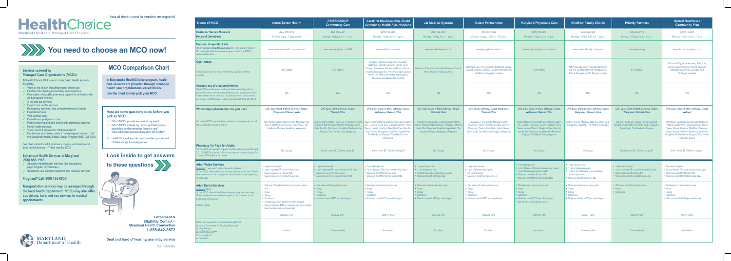Vea al dorso para la versión en español

# HealthChoice

Maryland's Medicaid Managed Care Program

## You need to choose an MCO now!

### Services covered by Managed Care Organizations (MCOs)

All HealthChoice MCOs must cover basic health services including:

- Visits to the doctor, including regular check-ups
- Healthy Kids check-ups including immunizations
- Prescription drugs (No pharmacy copays for children under 21 & pregnant women)
- X-ray and lab services
- Urgent care center services
- Emergency services (also covered when out of state)
- Hospital services
- Well women care
- Prenatal and postpartum care
- Family planning and birth control (No pharmacy copays)
- Home health services
- Vision exam & glasses for children under 21
- Dental care for children under 21 and pregnant women. Call the Maryland Healthy Smiles Dental Program (855) 934-9812

See chart inside for adult pharmacy copays, adult vision and adult dental services – These vary by MCO.

### Behavioral Health Services in Maryland (800) 888-1965

- Specialty mental health services (like counselors, psychologists, psychiatrists)
- Substance use disorder treatment and recovery services

### Pregnant? Call (800) 456-8900

**Transportation services may be arranged through the local health department. MCOs may also offer bus tokens, taxis and van services to medical appointments.**

## MCO Comparison Chart

**In Maryland's HealthChoice program, health care services are provided through managed health care organizations, called MCOs. Use the chart to help pick your MCO.**

### Here are some questions to ask before you pick an MCO.

- Which MCOs provide services in my area?
- Which MCOs include my doctor and the hospital, specialists, and pharmacies I want to use?
- What additional services does each MCO offer?

- HealthChoice does not cover you when you are out of State except for emergencies.

## Look inside to get answers to these questions

**Enrollment & Eligibility Contact – Maryland Health Connection 1-855-642-8572**

**Deaf and hard of hearing use relay service**

MARYLAND Department of Health

01/01/22 REVISED

| Name of MCO | Aetna Better Health | AMERIGROUP Community Care | CareFirst BlueCross Blue Shield Community Health Plan Maryland | Jai Medical Systems | Kaiser Permanente | Maryland Physicians Care | MedStar Family Choice | Priority Partners | United Healthcare Community Plan |
|---|---|---|---|---|---|---|---|---|---|
| **Customer Service Numbers**<br>**Hours of Operations** | (866) 827-2710<br>24 hours a day / 7 days a week | (800) 600-4441<br>Monday - Friday, 8 a.m. - 6 p.m. | (800) 730-8530<br>Monday - Friday, 8 a.m. - 5 p.m. | (888) 524-1999<br>Monday - Friday, 9 a.m. - 6 p.m. | (855) 249-5019<br>Monday - Friday, 7:30 a.m. - 9:00 p.m. | (800) 953-8854<br>Monday - Friday, 8 a.m. - 5 p.m. | (888) 404-3549<br>Monday - Friday, 8:30 a.m. - 5 p.m. | (800) 654-9728<br>Monday - Friday, 8 a.m. - 5 p.m. | (800) 318-8821<br>Monday - Friday, 8 a.m. - 7 p.m. |
| **Doctors, Hospitals, Labs**<br>Which **doctors, hospitals and labs** are in the MCO's network? Go to marylandhealthconnection.gov or check the MCO's website listed here. | www.aetnabetterhealth.com/maryland | www.myamerigroup.com/MD | www.carefirstchpmd.com | www.jaimedicalsystems.com | www.kp.org/medicaid/md | www.marylandphysicianscare.com | www.medstarfamilychoice.com | www.ppmco.org | www.uhccommunityplan.com |
| **Open Areas**<br>The MCO is open for new enrollments if you live in these counties | STATEWIDE | STATEWIDE | Allegany, Baltimore City, Anne Arundel, Baltimore, Calvert, Caroline, Carroll, Cecil, Charles, Dorchester, Frederick, Garrett, Harford, Howard, Montgomery, Prince George's, Queen Anne's, St. Mary's, Somerset, Washington, Wicomico and Worcester counties | Baltimore City, Anne Arundel, Baltimore, Carroll, Harford and Howard counties | Baltimore City, Anne Arundel, Baltimore county, Calvert, Charles, Harford, Howard, Montgomery and Prince George's counties | STATEWIDE | Baltimore City, Anne Arundel, Baltimore, Calvert, Charles, Harford, Montgomery, Prince George's and St. Mary's counties | STATEWIDE | Baltimore City, Anne Arundel, Baltimore, Carroll, Charles, Harford, Howard, Montgomery, Prince George's and St. Mary's counties |
| **Accepts out of area enrollments**<br>The MCO may allow you to choose them even if you do not live in their open service areas. However, you may have to travel further distances for care and provide your own transportation. For details, call Maryland Health Connection at (855) 642-8572. | YES | YES | YES | YES | NO | YES | NO | YES | YES |
| **Which major pharmacies can you use?**<br><br>Go to the MCO's website listed above for a complete list or call MCO customer service numbers. | **CVS, Epic, Giant, K-Mart, Safeway, Target, Walgreens, Walmart, Weis**<br><br>Albertsons, Costco, Harris Teeter, Medicap, Rite Aid, ShopRite, Stop & Shop, SuperValue, The Medicine Shoppe, Wakefern, Wegmans | **CVS, Epic, Giant, Safeway, Target, Walmart, Weis**<br><br>Costco, Harris Teeter, Food City, Food Lion, Giant Eagle, K-Mart, Kroger, Martins, Medicap, Sam's Club, Sav-On, Shoppers, ShopRite, The Medicine Shoppe, Total Health Care, Wegmans | **CVS, Epic, Giant, K-Mart, Safeway, Target, Walgreens, Walmart, Weis**<br><br>Apple Discount Drug, Baltimore Medical System Inc., Costco, Food Lion, Good Neighbor, Harris Teeter, Leader, Martin's, NeighborCare, Rite Aid, Sam's Club, Shoppers, ShopRite, SuperFresh, The Medicine Shoppe, Total Health Care, Wegmans | **CVS, Epic, Giant, K-Mart, Safeway, Target, Walmart, Weis**<br><br>Central Avenue, Costco, Edward, Graves, Harris Teeter, Keystone, NeighborCare, Park Lane, Rite Aid, Sam's Club, Shoppers, ShopRite, SuperFresh, The Medicine Shoppe, Walgreens, Wegmans | **CVS, Giant, Safeway, Target, Walgreens, Walmart, Weis**<br><br>Any Kaiser Permanente Medical Center Pharmacy, Kaiser Permanente Mail Delivery Pharmacy, Costco, Food Lion, Harris Teeter, Sam's Club, The Medicine Shoppe, Wegmans | **CVS, Epic, Giant, K-Mart, Safeway, Target, Walgreens, Walmart, Weis**<br><br>Apple Discount Drug, Baltimore Medical System Inc., Costco, Food Lion, Good Neighbor, Harris Teeter, Leader, Martin's, NeighborCare, Rite Aid, Sam's Club, Shoppers, ShopRite, The Medicine Shoppe, Total Health Care, Wegmans | **CVS, Epic, Giant, K-Mart, Safeway, Target, Walgreens, Walmart, Weis**<br><br>Costco, Klein's, MedStar, Rite Aid, Sam's Club, Shoppers, ShopRite, The Medicine Shoppe | **CVS, Epic, Giant, K-Mart, Safeway, Target, Walgreens, Walmart, Weis**<br><br>Eckerd, Food Lion, Happy Harry's Discount, NeighborCare, Rite Aid, Sam's Club, Shoppers, SuperFresh, The Medicine Shoppe | **CVS, Epic, Giant, K-Mart, Safeway, Target, Walgreens, Walmart**<br><br>Albertsons, Apple Discount Drugs, Baltimore Medical System Inc., Chase Brexton, Harris Teeter, Klein's, Martin's, MedStar, Omnicare, Optum Home Delivery, Rite Aid, Sam's Club, ShopRite, The Medicine Shoppe, Total Health Care, Wegmans |
| **Pharmacy Co-Pays for Adults**<br>*If the MCO waives adult copays, the fees will be waived through 3/31/22. MCOs may also offer some over the counter drugs. Go to the MCO's website for details. | No Copays | Brand name $3 / Generic drugs $0 | Brand name $1 / Generic drugs $0 | No Copays | No Copays | No Copays | No Copays | Brand name $3 / Generic drugs $1 | Brand name $3 / Generic drugs $1 |
| **Adult Vision Services**<br>Required: 1 eye exam every 2 years/no glasses<br>*If the MCO offers additional services they are listed here. These listed services can be changed or discontinued at the beginning of each year. | • 1 eye exam per year<br>• 1 pair of glasses OR contact lenses a year<br>• Maximum benefit for frames: $25<br>• Maximum benefit for contact lenses: $25 | • 1 eye exam per year<br>• 1 pair of glasses OR contact lenses every 2 years<br>• Maximum benefit for frames: $30<br>• Maximum benefit for contact lenses: $100 | • 1 eye exam per year<br>• 1 pair of glasses OR contact lenses every 2 years<br>• Maximum benefit for frames: $100<br>• Maximum benefit for contact lenses: $150 | • 1 eye exam per year<br>• 1 pair of glasses a year<br>• Contact lenses when medically necessary<br>• Maximum benefit for frames: $25 | • 1 eye exam per year<br>• 1 pair of glasses every 2 years<br>• No contact lenses<br>• Maximum benefit for frames: $150 | • 1 eye exam per year<br>• 1 pair of glasses OR contact lenses every 2 years<br>• 1 pair of lenses every year if needed<br>• Maximum benefit for frames: $50<br>• Maximum benefit for contact lenses: $100 | • 1 eye exam per year<br>• 1 pair of glasses every year<br>• 1 pair of contact lenses, in lieu of glasses, if medically needed<br>• Maximum benefit for frames: $25 | • 1 eye exam per year<br>• 1 pair of glasses OR contact lenses every 2 years<br>• Maximum benefit for frames: $70<br>• Maximum benefit for contact lenses: $100 | • 1 eye exam per year<br>• 1 pair of glasses OR contact lenses every 2 years<br>• Maximum benefit for frames: $150<br>• Maximum benefit for contact lenses: $200 |
| **Adult Dental Services**<br>Required: None<br>*If the MCO offers limited dental services they are listed here. These listed services can be changed or discontinued at the beginning of each year.<br><br>Call for details | • Oral exam, fluoride treatment, and cleaning twice a year<br>• X-rays<br>• Fillings<br>• Extractions<br>• Emergency palliative treatment (limit 4 per year)<br>• Maximum benefit $750 per calendar year (not including basic care like exams and cleanings)<br><br>(866) 827-2710 | • Oral exam and cleaning twice a year<br>• X-rays<br>• Fillings<br>• Extractions<br>• Maximum benefit $750 per calendar year<br><br>(800) 720-9949 | • Oral exam and cleaning twice a year<br>• X-rays<br>• Fillings<br>• Extractions<br>• Maximum benefit $750 per calendar year<br><br>(800) 341-8478 | • Oral exam and cleaning twice a year<br>• X-rays<br>• Fillings<br>• Extractions<br>• Maximum benefit $500 per calendar year<br><br>(800) 288-8414 | • Oral exam and cleaning twice a year<br>• X-rays<br>• Fillings<br>• Extractions<br>• Maximum benefit $750 per calendar year<br><br>(800) 288-6276 | • Oral exam and cleaning twice a year<br>• X-rays<br>• Fillings<br>• Extractions<br>• Maximum benefit $750 per calendar year<br>• 20% off non-covered dental services<br><br>(800) 685-1150 | • Oral exam and cleaning twice a year<br>• X-rays<br>• Fillings<br>• Extractions<br>• Maximum benefit $1000 per calendar year<br><br>(800) 341-4948 | • Oral exam and cleaning twice a year<br>• X-rays<br>• Extractions<br><br>(888) 696-9611 | • Oral exam and cleaning twice a year<br>• X-rays<br>• Fillings<br>• Extractions<br>• Maximum benefit $1000 per calendar year<br><br>(800) 318-8821 |
| MCOs are required to be accredited by NCQA (National Committee for Quality Assurance)<br>Quality Ratings:<br>Excellent (Highest)***<br>Commendable**<br>Accredited* | Interim | Commendable | Accredited | Excellent | Excellent | Accredited | Commendable | Commendable | Accredited |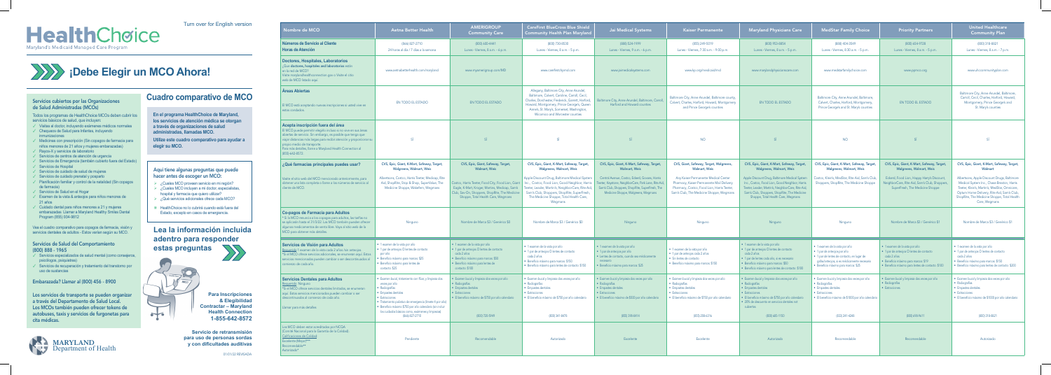Turn over for English version

# HealthChoice

Maryland's Medicaid Managed Care Program

## ¡Debe Elegir un MCO Ahora!

### Servicios cubiertos por las Organizaciones de Salud Administrada (MCOs)

Todos los programas de HealthChoice MCOs deben cubrir los servicios básicos de salud, que incluyen:

- Visitas al doctor, incluyendo exámenes médicos normales
- Chequeos de Salud para Infantes, incluyendo inmunizaciones
- Medicinas con prescripción (Sin copagos de farmacia para niños menores de 21 años y mujeres embarazadas)
- Rayos-X y servicios de laboratorio
- Servicios de centros de atención de urgencia
- Servicios de Emergencia (también cubierto fuera del Estado)
- Servicios de Hospital
- Servicios de cuidado de salud de mujeres
- Servicios de cuidado prenatal y posparto
- Planificación familiar y control de la natalidad (Sin copagos de farmacia)
- Servicios de Salud en el Hogar
- Examen de la vista & anteojos para niños menores de 21 años
- Cuidado dental para niños menores a 21 y mujeres embarazadas. Llamar a Maryland Healthy Smiles Dental Program (855) 934-9812

Vea el cuadro comparativo para copagos de farmacia, visión y servicios dentales de adultos - Estos varían según su MCO.

### Servicios de Salud del Comportamiento (800) 888 - 1965

- Servicios especializados de salud mental (como consejeros, psicólogos, psiquiatras)
- Servicios de recuperación y tratamiento del trastorno por uso de sustancias

### Embarazada? Llamar al (800) 456 - 8900

Los servicios de transporte se pueden organizar a través del Departamento de Salud Local. Los MCOs también pueden ofrecer tokens de autobuses, taxis y servicios de furgonetas para cita médicas.

MARYLAND Department of Health

## Cuadro comparativo de MCO

**En el programa HealthChoice de Maryland, los servicios de atención médica se otorgan a través de organizaciones de salud administradas, llamadas MCO.**

**Utilize este cuadro comparativo para ayudar a elegir su MCO.**

### Aquí tiene algunas preguntas que puede hacer antes de escoger un MCO:

- ¿Cuales MCO proveen servicio en mi región?
- ¿Cuales MCO incluyen a mi doctor, especialistas, hospital y farmacia que quiero utilizar?
- ¿Qué servicios adicionales ofrece cada MCO?

✱ HealthChoice no lo cubrirá cuando está fuera del Estado, excepto en casos de emergencia.

## Lea la información incluida adentro para responder estas preguntas

**Para Inscripciones & Eligibilidad**
**Contractar – Maryland Health Connection**
**1-855-642-8572**

**Servicio de retransmisión para uso de personas sordas y con dificultades auditivas**

01/01/22 REVISADA

| Nombre de MCO | Aetna Better Health | AMERIGROUP Community Care | CareFirst BlueCross Blue Shield Community Health Plan Maryland | Jai Medical Systems | Kaiser Permanente | Maryland Physicians Care | MedStar Family Choice | Priority Partners | United Healthcare Community Plan |
|---|---|---|---|---|---|---|---|---|---|
| **Números de Servicio al Cliente** **Horas de Atención** | (866) 827-2710 24 horas al día / 7 días a la semana | (800) 600-4441 Lunes - Viernes, 8 a.m. - 6 p.m. | (800) 730-8530 Lunes - Viernes, 8 a.m. - 5 p.m. | (888) 524-1999 Lunes - Viernes, 9 a.m. - 6 p.m. | (855) 249-5019 Lunes - Viernes, 7:30 a.m. - 9:00 p.m. | (800) 953-8854 Lunes - Viernes, 8 a.m. - 5 p.m. | (888) 404-3549 Lunes - Viernes, 8:30 a.m. - 5 p.m. | (800) 654-9728 Lunes - Viernes, 8 a.m. - 5 p.m. | (800) 318-8821 Lunes - Viernes, 8 a.m. - 7 p.m. |
| **Doctores, Hospitales, Laboratorios** ¿Son doctores, hospitales y laboratorios están en la red de MCO? Visite marylandhealthconnection.gov o Visite el sitio web de MCO listado aquí. | www.aetnabetterhealth.com/maryland | www.myamerigroup.com/MD | www.carefirstchpmd.com | www.jaimedicalsystems.com | www.kp.org/medicaid/md | www.marylandphysicianscare.com | www.medstarfamilychoice.com | www.ppmco.org | www.uhccommunityplan.com |
| **Áreas Abiertas** El MCO está aceptando nuevas inscripciones si usted vive en estos condados. | EN TODO EL ESTADO | EN TODO EL ESTADO | Allegany, Baltimore City, Anne Arundel, Baltimore, Calvert, Caroline, Carroll, Cecil, Charles, Dorchester, Frederick, Garrett, Harford, Howard, Montgomery, Prince George's, Queen Anne's, St. Mary's, Somerset, Washington, Wicomico and Worcester counties | Baltimore City, Anne Arundel, Baltimore, Carroll, Harford and Howard counties | Baltimore City, Anne Arundel, Baltimore county, Calvert, Charles, Harford, Howard, Montgomery and Prince George's counties | EN TODO EL ESTADO | Baltimore City, Anne Arundel, Baltimore, Calvert, Charles, Harford, Howard, Montgomery, Prince George's and St. Mary's counties | EN TODO EL ESTADO | Baltimore City, Anne Arundel, Baltimore, Carroll, Cecil, Charles, Harford, Howard, Montgomery, Prince George's and St. Mary's counties |
| **Acepta inscripción fuera del área** El MCO puede permitir elegirlo incluso si no vive en sus áreas abiertas de servicio. Sin embargo, es posible que tenga que viajar distancias más largas para recibir atención y proporcionar su propio medio de transporte. Para más detalles, llame a Maryland Health Connection al (855) 642-8572. | SI | SI | SI | SI | NO | SI | NO | SI | SI |
| **¿Qué farmacias principales puedes usar?** Visite el sitio web del MCO mencionado anteriormente, para obtener una lista completa o llame a los números de servicio al cliente del MCO. | **CVS, Epic, Giant, K-Mart, Safeway, Target, Walgreens, Walmart, Weis** Albertsons, Costco, Harris Teeter, Medicap, Rite Aid, ShopRite, Stop & Shop, SuperValue, The Medicine Shoppe, Wakefern, Wegmans | **CVS, Epic, Giant, Safeway, Target, Walmart, Weis** Costco, Harris Teeter, Food City, Food Lion, Giant Eagle, K-Mart, Kroger, Martins, Medicap, Sam's Club, Sav-On, Shoppers, ShopRite, The Medicine Shoppe, Total Health Care, Wegmans | **CVS, Epic, Giant, K-Mart, Safeway, Target, Walgreens, Walmart, Weis** Apple Discount Drug, Baltimore Medical System Inc., Costco, Food Lion, Good Neighbor, Harris Teeter, Leader, Mark's, NeighborCare, Rite Aid, Sam's Club, Shoppers, ShopRite, SuperFresh, The Medicine Shoppe, Total Health Care, Wegmans | **CVS, Epic, Giant, K-Mart, Safeway, Target, Walmart, Weis** Central Avenue, Costco, Edward, Guaves, Harris Teeter, Keystone, NeighborCare, Park Lane, Rite Aid, Sam's Club, Shoppers, ShopRite, SuperFresh, The Medicine Shoppe, Walgreens, Wegmans | **CVS, Epic, Safeway, Target, Walgreens, Walmart, Weis** Any Kaiser Permanente Medical Center Pharmacy, Kaiser Permanente Mail Delivery Pharmacy, Costco, Food Lion, Harris Teeter, Sam's Club, The Medicine Shoppe, Wegmans | **CVS, Epic, Giant, K-Mart, Safeway, Target, Walgreens, Walmart, Weis** Apple Discount Drug, Baltimore Medical System Inc., Costco, Food Lion, Good Neighbor, Harris Teeter, Leader, Mark's, NeighborCare, Rite Aid, Sam's Club, Shoppers, ShopRite, The Medicine Shoppe, Total Health Care, Wegmans | **CVS, Epic, Giant, K-Mart, Safeway, Target, Walgreens, Walmart, Weis** Costco, Klein's, MedStar, Rite Aid, Sam's Club, Shoppers, ShopRite, The Medicine Shoppe | **CVS, Epic, Giant, K-Mart, Safeway, Target, Walgreens, Walmart, Weis** Eckerd, Food Lion, Happy Harry's Discount, NeighborCare, Rite Aid, Sam's Club, Shoppers, ShopRite, The Medicine Shoppe | **CVS, Epic, Giant, K-Mart, Safeway, Target, Walmart** Albertsons, Apple Discount Drugs, Baltimore Medical System Inc., Chase Brexton, Harris Teeter, Klein's, Mark's, MedStar, Omnicare, Optum Home Delivery, Rite Aid, Sam's Club, ShopRite, The Medicine Shoppe, Total Health Care, Wegmans |
| **Co-pagos de Farmacia para Adultos** * Si la MCO renuncia a los copagos para adultos, las tarifas no se aplicarán hasta el 31/12/22. Las MCO también pueden ofrecer algunas medicamentos de venta libre. Vaya al sitio web de la MCO para obtener más detalles. | Ninguno | Nombre de Marca $3 / Genérico $0 | Nombre de Marca $3 / Genérico $0 | Ninguno | Ninguno | Ninguno | Ninguno | Nombre de Marca $3 / Genérico $1 | Nombre de Marca $3 / Genérico $1 |
| **Servicios de Visión para Adultos** Requerido: 1 examen de la vista cada 2 años (sin anteojos). *Si el MCO ofrece servicios adicionales, se enumeran aquí. Estos servicios mencionados pueden cambiar o ser descontinuados al comienzo de cada año. | • 1 examen de la vista por año • 1 par de anteojos O lentes de contacto por año • Beneficio máximo para marcos: $25 • Beneficio máximo para lentes de contacto: $25 | • 1 examen de la vista por año • 1 par de anteojos O lentes de contacto cada 2 años • Beneficio máximo para marcos: $50 • Beneficio máximo para lentes de contacto: $100 | • 1 examen de la vista por año • 1 par de anteojos O lentes de contacto cada 2 años • Beneficio máximo para marcos: $150 • Beneficio máximo para lentes de contacto: $150 | • 1 examen de la vista por año • 1 par de anteojos por año • Lentes de contacto, cuando sea médicamente necesario • Beneficio máximo para marcos: $25 | • 1 examen de la vista por año • 1 par de anteojos cada 2 años • Sin lentes de contacto • Beneficio máximo para marcos: $100 | • 1 examen de la vista por año • 1 par de anteojos O lentes de contacto cada 2 años • 1 par de lentes cada año, si es necesario • Beneficio máximo para marcos: $50 • Beneficio máximo para lentes de contacto: $100 | • 1 examen de la vista por año • 1 par de anteojos por año • 1 par de lentes de contacto, en lugar de gafas/anteojos, si es médicamente necesario • Beneficio máximo para marcos: $25 | • 1 examen de la vista por año • 1 par de anteojos O lentes de contacto cada 2 años • Beneficio máximo para marcos: $19 • Beneficio máximo para lentes de contacto: $100 | • 1 examen de la vista por año • 1 par de anteojos O lentes de contacto cada 2 años • Beneficio máximo para marcos: $150 • Beneficio máximo para lentes de contacto: $300 |
| **Servicios Dentales para Adultos** Requerido: Ninguno *Si el MCO ofrece servicios dentales limitados, se enumeran aquí. Estos servicios mencionados pueden cambiar o ser descontinuados al comienzo de cada año. Llamar para más detalles. | • Examen bucal, tratamiento con flúor, y limpieza dos veces por año • Radiografías • Empastes dentales • Extracciones • Tratamiento paliativo de emergencia (hasta 4 por año) • Beneficio máximo $750 por año calendario (sin incluir los cuidados básicos como, exámenes y limpiezas) (866) 827-2710 | • Examen bucal y limpieza dos veces por año • Radiografías • Empastes dentales • Extracciones • El beneficio máximo de $750 por año calendario (800) 720-5949 | • Examen bucal y limpieza dos veces por año • Radiografías • Empastes dentales • Extracciones • El beneficio máximo de $750 por año calendario (800) 341-8478 | • Examen bucal y limpieza dos veces por año • Radiografías • Empastes dentales • Extracciones • El beneficio máximo de $500 por año calendario (888) 349-8416 | • Examen bucal y limpieza dos veces por año • Radiografías • Empastes dentales • Extracciones • El beneficio máximo de $750 por año calendario (855) 258-6276 | • Examen bucal y limpieza dos veces por año • Radiografías • Empastes dentales • Extracciones • El beneficio máximo de $750 por año calendario • 20% de descuento en servicios dentales no cubiertos (800) 685-1150 | • Examen bucal y limpieza dos veces por año • Radiografías • Empastes dentales • Extracciones • El beneficio máximo de $1000 por año calendario (833) 241-4248 | • Examen bucal y limpieza dos veces por año • Radiografías • Extracciones (800) 698-9671 | • Examen bucal y limpieza dos veces por año • Radiografías • Empastes dentales • Extracciones • El beneficio máximo de $1000 por año calendario (800) 318-8821 |
| Los MCO deben estar acreditados por NCQA (Comité Nacional para la Garantía de la Calidad) Calificaciones de Calidad: Excelente (Mayor)*** Recomendable** Autorizado* | Pendiente | Recomendable | Autorizado | Excelente | Excelente | Autorizado | Recomendable | Recomendable | Autorizado |